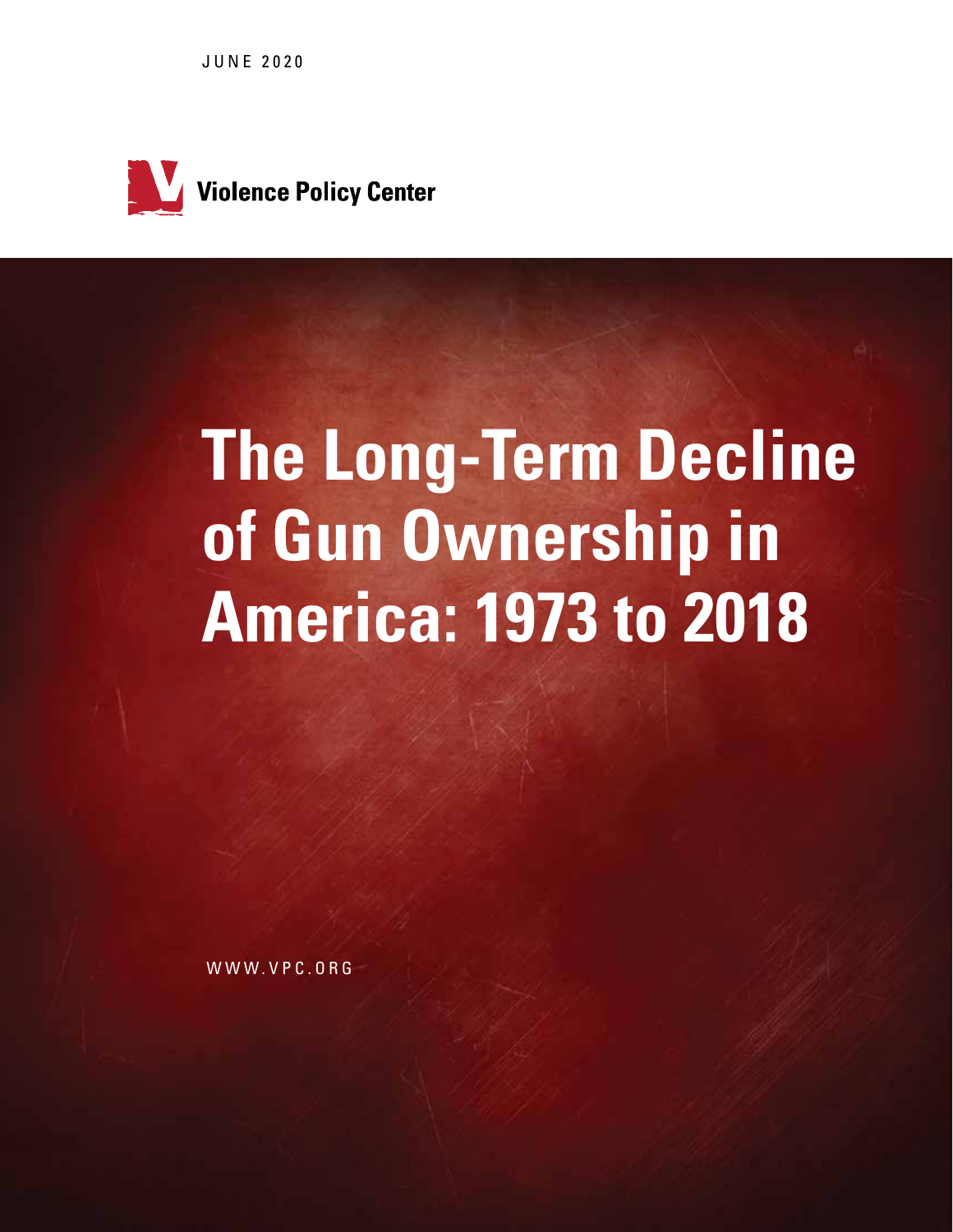JUNE 2020

Violence Policy Center

# The Long-Term Decline of Gun Ownership in America: 1973 to 2018

WWW.VPC.ORG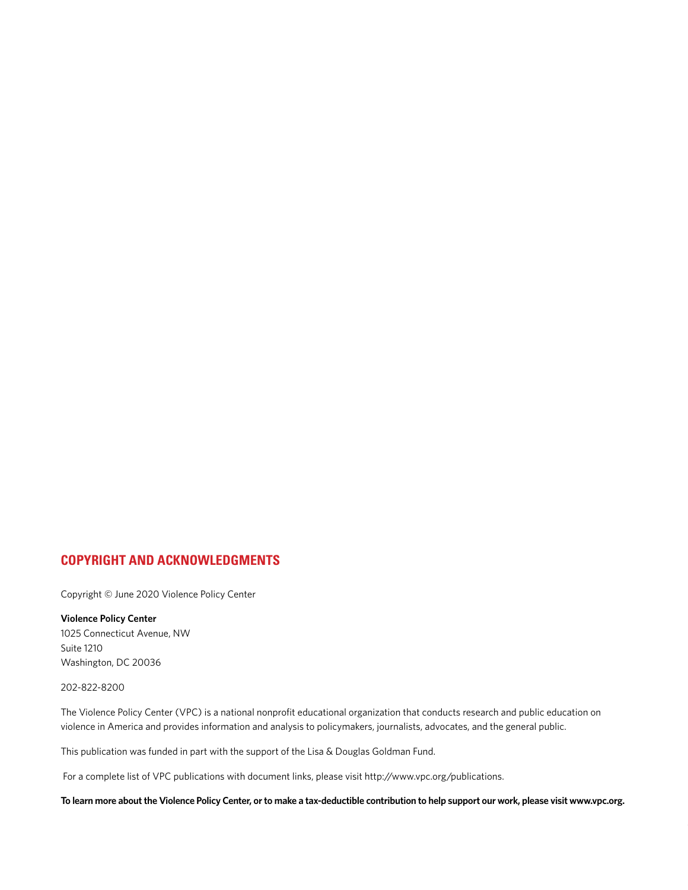## COPYRIGHT AND ACKNOWLEDGMENTS

Copyright © June 2020 Violence Policy Center

**Violence Policy Center**
1025 Connecticut Avenue, NW
Suite 1210
Washington, DC 20036

202-822-8200

The Violence Policy Center (VPC) is a national nonprofit educational organization that conducts research and public education on violence in America and provides information and analysis to policymakers, journalists, advocates, and the general public.

This publication was funded in part with the support of the Lisa & Douglas Goldman Fund.

For a complete list of VPC publications with document links, please visit http://www.vpc.org/publications.

**To learn more about the Violence Policy Center, or to make a tax-deductible contribution to help support our work, please visit www.vpc.org.**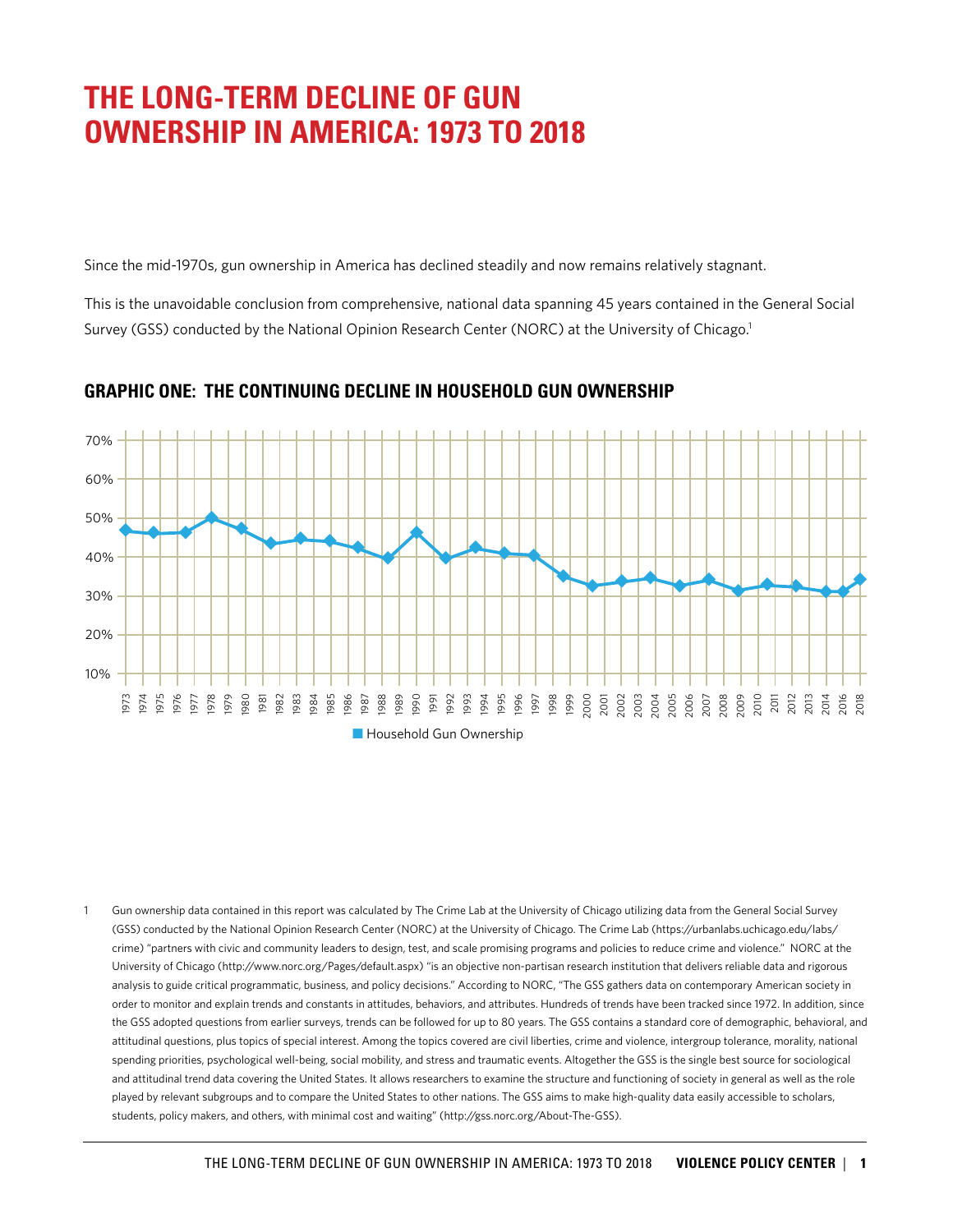# THE LONG-TERM DECLINE OF GUN OWNERSHIP IN AMERICA: 1973 TO 2018

Since the mid-1970s, gun ownership in America has declined steadily and now remains relatively stagnant.

This is the unavoidable conclusion from comprehensive, national data spanning 45 years contained in the General Social Survey (GSS) conducted by the National Opinion Research Center (NORC) at the University of Chicago.[1]

## GRAPHIC ONE: THE CONTINUING DECLINE IN HOUSEHOLD GUN OWNERSHIP

Household Gun Ownership

1 Gun ownership data contained in this report was calculated by The Crime Lab at the University of Chicago utilizing data from the General Social Survey (GSS) conducted by the National Opinion Research Center (NORC) at the University of Chicago. The Crime Lab (https://urbanlabs.uchicago.edu/labs/crime) "partners with civic and community leaders to design, test, and scale promising programs and policies to reduce crime and violence." NORC at the University of Chicago (http://www.norc.org/Pages/default.aspx) "is an objective non-partisan research institution that delivers reliable data and rigorous analysis to guide critical programmatic, business, and policy decisions." According to NORC, "The GSS gathers data on contemporary American society in order to monitor and explain trends and constants in attitudes, behaviors, and attributes. Hundreds of trends have been tracked since 1972. In addition, since the GSS adopted questions from earlier surveys, trends can be followed for up to 80 years. The GSS contains a standard core of demographic, behavioral, and attitudinal questions, plus topics of special interest. Among the topics covered are civil liberties, crime and violence, intergroup tolerance, morality, national spending priorities, psychological well-being, social mobility, and stress and traumatic events. Altogether the GSS is the single best source for sociological and attitudinal trend data covering the United States. It allows researchers to examine the structure and functioning of society in general as well as the role played by relevant subgroups and to compare the United States to other nations. The GSS aims to make high-quality data easily accessible to scholars, students, policy makers, and others, with minimal cost and waiting" (http://gss.norc.org/About-The-GSS).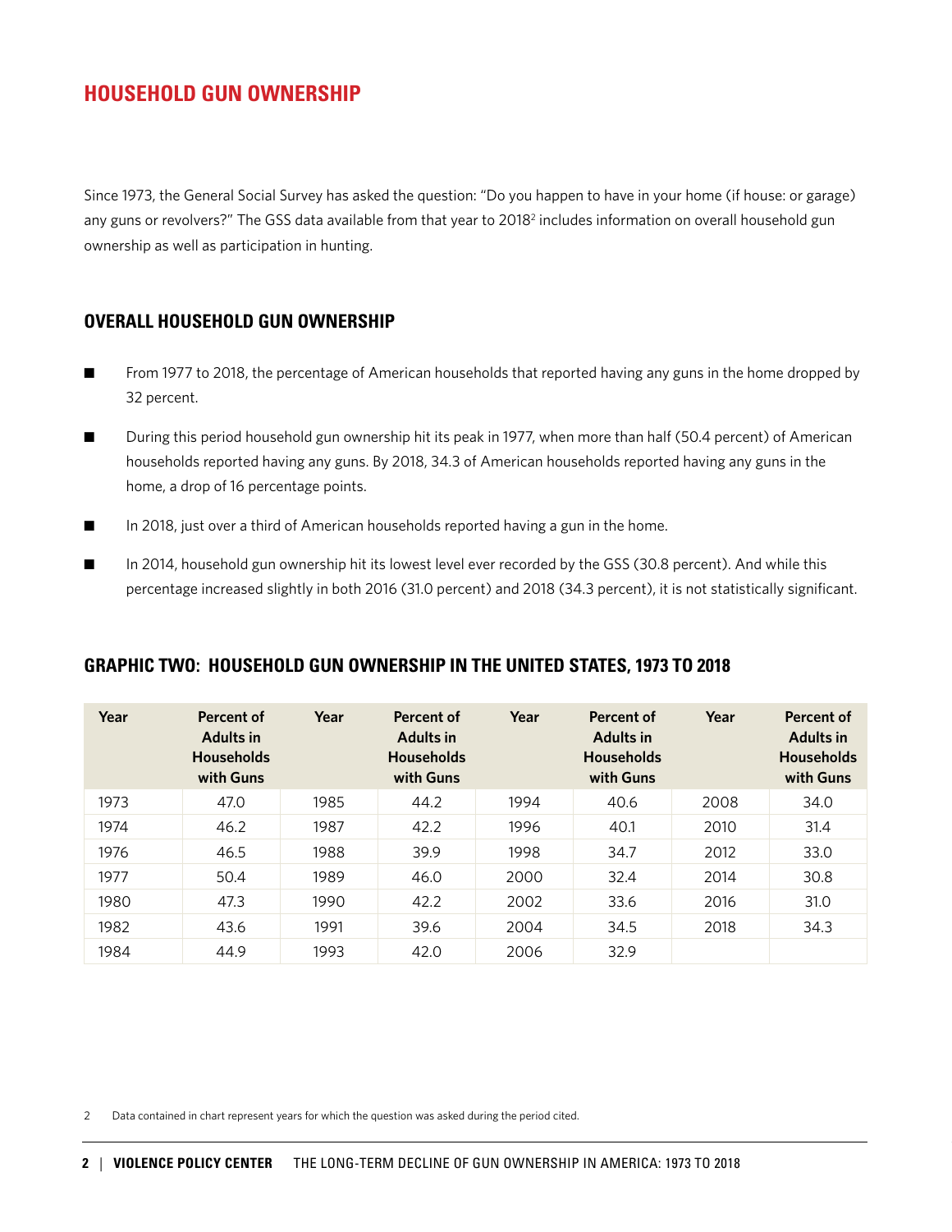## HOUSEHOLD GUN OWNERSHIP

Since 1973, the General Social Survey has asked the question: "Do you happen to have in your home (if house: or garage) any guns or revolvers?" The GSS data available from that year to 2018[2] includes information on overall household gun ownership as well as participation in hunting.

### OVERALL HOUSEHOLD GUN OWNERSHIP

- From 1977 to 2018, the percentage of American households that reported having any guns in the home dropped by 32 percent.
- During this period household gun ownership hit its peak in 1977, when more than half (50.4 percent) of American households reported having any guns. By 2018, 34.3 of American households reported having any guns in the home, a drop of 16 percentage points.
- In 2018, just over a third of American households reported having a gun in the home.
- In 2014, household gun ownership hit its lowest level ever recorded by the GSS (30.8 percent). And while this percentage increased slightly in both 2016 (31.0 percent) and 2018 (34.3 percent), it is not statistically significant.

### GRAPHIC TWO: HOUSEHOLD GUN OWNERSHIP IN THE UNITED STATES, 1973 TO 2018

| Year | Percent of Adults in Households with Guns | Year | Percent of Adults in Households with Guns | Year | Percent of Adults in Households with Guns | Year | Percent of Adults in Households with Guns |
|---|---|---|---|---|---|---|---|
| 1973 | 47.0 | 1985 | 44.2 | 1994 | 40.6 | 2008 | 34.0 |
| 1974 | 46.2 | 1987 | 42.2 | 1996 | 40.1 | 2010 | 31.4 |
| 1976 | 46.5 | 1988 | 39.9 | 1998 | 34.7 | 2012 | 33.0 |
| 1977 | 50.4 | 1989 | 46.0 | 2000 | 32.4 | 2014 | 30.8 |
| 1980 | 47.3 | 1990 | 42.2 | 2002 | 33.6 | 2016 | 31.0 |
| 1982 | 43.6 | 1991 | 39.6 | 2004 | 34.5 | 2018 | 34.3 |
| 1984 | 44.9 | 1993 | 42.0 | 2006 | 32.9 | | |

2 Data contained in chart represent years for which the question was asked during the period cited.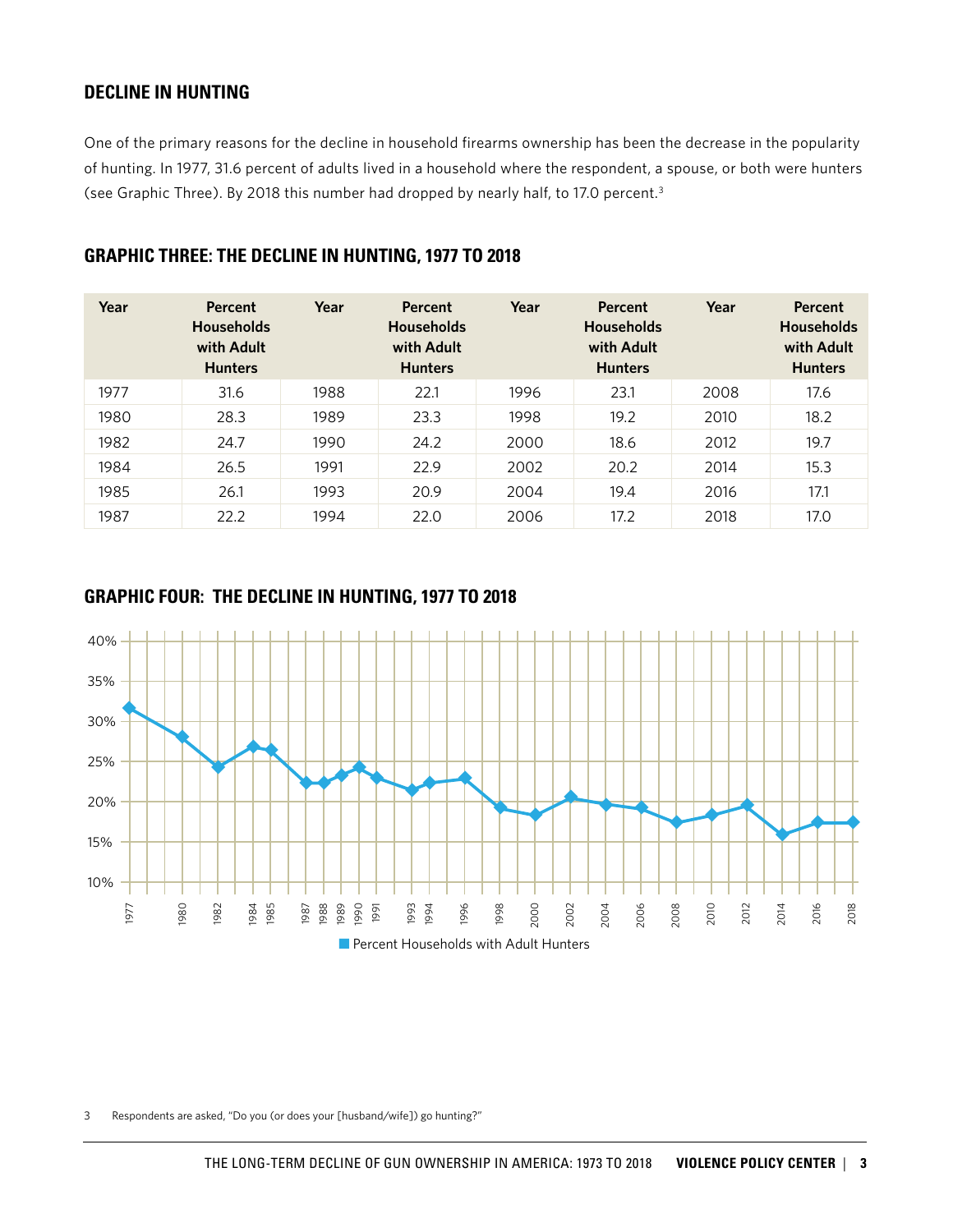## DECLINE IN HUNTING

One of the primary reasons for the decline in household firearms ownership has been the decrease in the popularity of hunting. In 1977, 31.6 percent of adults lived in a household where the respondent, a spouse, or both were hunters (see Graphic Three). By 2018 this number had dropped by nearly half, to 17.0 percent.[3]

## GRAPHIC THREE: THE DECLINE IN HUNTING, 1977 TO 2018

| Year | Percent Households with Adult Hunters | Year | Percent Households with Adult Hunters | Year | Percent Households with Adult Hunters | Year | Percent Households with Adult Hunters |
|---|---|---|---|---|---|---|---|
| 1977 | 31.6 | 1988 | 22.1 | 1996 | 23.1 | 2008 | 17.6 |
| 1980 | 28.3 | 1989 | 23.3 | 1998 | 19.2 | 2010 | 18.2 |
| 1982 | 24.7 | 1990 | 24.2 | 2000 | 18.6 | 2012 | 19.7 |
| 1984 | 26.5 | 1991 | 22.9 | 2002 | 20.2 | 2014 | 15.3 |
| 1985 | 26.1 | 1993 | 20.9 | 2004 | 19.4 | 2016 | 17.1 |
| 1987 | 22.2 | 1994 | 22.0 | 2006 | 17.2 | 2018 | 17.0 |

## GRAPHIC FOUR: THE DECLINE IN HUNTING, 1977 TO 2018

Percent Households with Adult Hunters

3 Respondents are asked, "Do you (or does your [husband/wife]) go hunting?"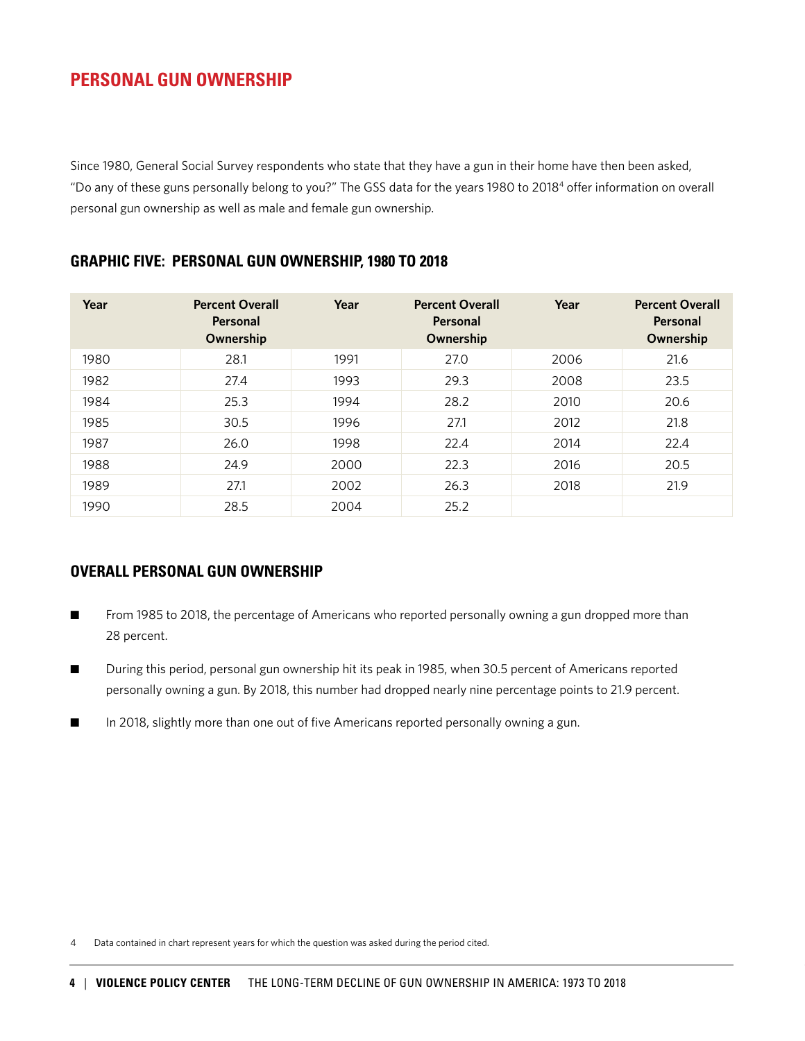# PERSONAL GUN OWNERSHIP

Since 1980, General Social Survey respondents who state that they have a gun in their home have then been asked, "Do any of these guns personally belong to you?" The GSS data for the years 1980 to 2018[4] offer information on overall personal gun ownership as well as male and female gun ownership.

## GRAPHIC FIVE: PERSONAL GUN OWNERSHIP, 1980 TO 2018

| Year | Percent Overall Personal Ownership | Year | Percent Overall Personal Ownership | Year | Percent Overall Personal Ownership |
|---|---|---|---|---|---|
| 1980 | 28.1 | 1991 | 27.0 | 2006 | 21.6 |
| 1982 | 27.4 | 1993 | 29.3 | 2008 | 23.5 |
| 1984 | 25.3 | 1994 | 28.2 | 2010 | 20.6 |
| 1985 | 30.5 | 1996 | 27.1 | 2012 | 21.8 |
| 1987 | 26.0 | 1998 | 22.4 | 2014 | 22.4 |
| 1988 | 24.9 | 2000 | 22.3 | 2016 | 20.5 |
| 1989 | 27.1 | 2002 | 26.3 | 2018 | 21.9 |
| 1990 | 28.5 | 2004 | 25.2 | | |

## OVERALL PERSONAL GUN OWNERSHIP

- From 1985 to 2018, the percentage of Americans who reported personally owning a gun dropped more than 28 percent.
- During this period, personal gun ownership hit its peak in 1985, when 30.5 percent of Americans reported personally owning a gun. By 2018, this number had dropped nearly nine percentage points to 21.9 percent.
- In 2018, slightly more than one out of five Americans reported personally owning a gun.

4 Data contained in chart represent years for which the question was asked during the period cited.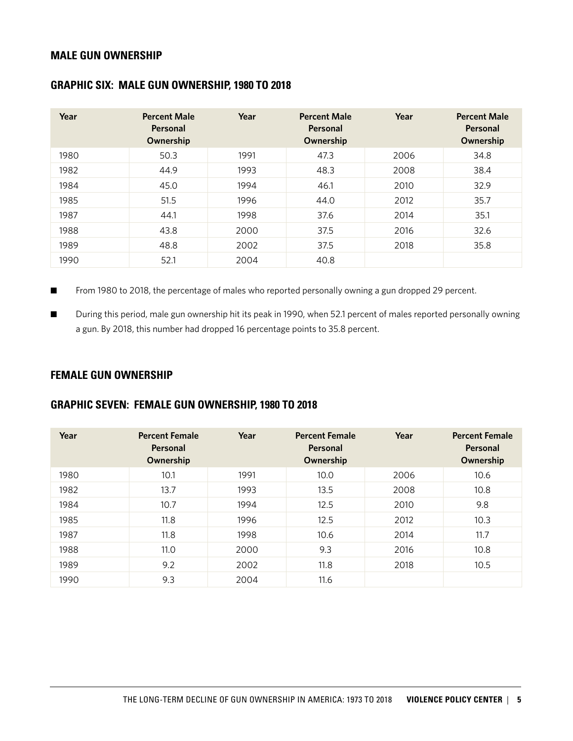## MALE GUN OWNERSHIP

### GRAPHIC SIX: MALE GUN OWNERSHIP, 1980 TO 2018

| Year | Percent Male Personal Ownership | Year | Percent Male Personal Ownership | Year | Percent Male Personal Ownership |
|---|---|---|---|---|---|
| 1980 | 50.3 | 1991 | 47.3 | 2006 | 34.8 |
| 1982 | 44.9 | 1993 | 48.3 | 2008 | 38.4 |
| 1984 | 45.0 | 1994 | 46.1 | 2010 | 32.9 |
| 1985 | 51.5 | 1996 | 44.0 | 2012 | 35.7 |
| 1987 | 44.1 | 1998 | 37.6 | 2014 | 35.1 |
| 1988 | 43.8 | 2000 | 37.5 | 2016 | 32.6 |
| 1989 | 48.8 | 2002 | 37.5 | 2018 | 35.8 |
| 1990 | 52.1 | 2004 | 40.8 | | |

- From 1980 to 2018, the percentage of males who reported personally owning a gun dropped 29 percent.
- During this period, male gun ownership hit its peak in 1990, when 52.1 percent of males reported personally owning a gun. By 2018, this number had dropped 16 percentage points to 35.8 percent.

## FEMALE GUN OWNERSHIP

### GRAPHIC SEVEN: FEMALE GUN OWNERSHIP, 1980 TO 2018

| Year | Percent Female Personal Ownership | Year | Percent Female Personal Ownership | Year | Percent Female Personal Ownership |
|---|---|---|---|---|---|
| 1980 | 10.1 | 1991 | 10.0 | 2006 | 10.6 |
| 1982 | 13.7 | 1993 | 13.5 | 2008 | 10.8 |
| 1984 | 10.7 | 1994 | 12.5 | 2010 | 9.8 |
| 1985 | 11.8 | 1996 | 12.5 | 2012 | 10.3 |
| 1987 | 11.8 | 1998 | 10.6 | 2014 | 11.7 |
| 1988 | 11.0 | 2000 | 9.3 | 2016 | 10.8 |
| 1989 | 9.2 | 2002 | 11.8 | 2018 | 10.5 |
| 1990 | 9.3 | 2004 | 11.6 | | |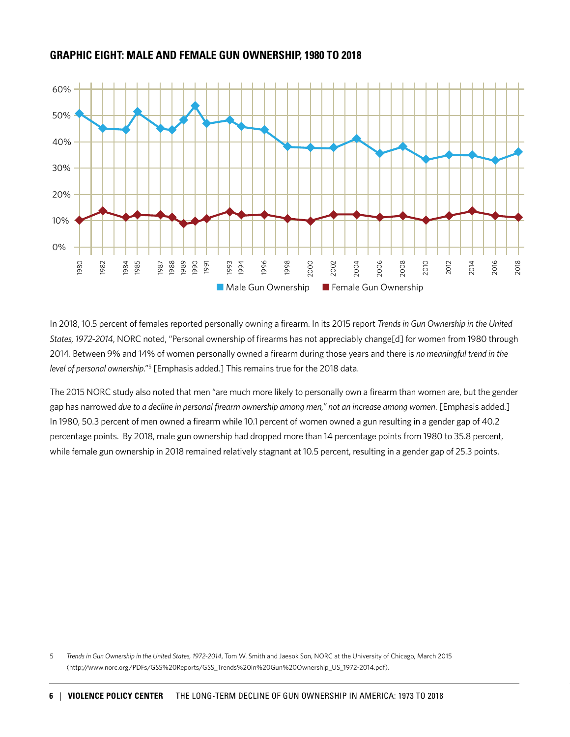## GRAPHIC EIGHT: MALE AND FEMALE GUN OWNERSHIP, 1980 TO 2018

In 2018, 10.5 percent of females reported personally owning a firearm. In its 2015 report *Trends in Gun Ownership in the United States, 1972-2014*, NORC noted, "Personal ownership of firearms has not appreciably change[d] for women from 1980 through 2014. Between 9% and 14% of women personally owned a firearm during those years and there is *no meaningful trend in the level of personal ownership*."[5] [Emphasis added.] This remains true for the 2018 data.

The 2015 NORC study also noted that men "are much more likely to personally own a firearm than women are, but the gender gap has narrowed *due to a decline in personal firearm ownership among men," not an increase among women*. [Emphasis added.] In 1980, 50.3 percent of men owned a firearm while 10.1 percent of women owned a gun resulting in a gender gap of 40.2 percentage points. By 2018, male gun ownership had dropped more than 14 percentage points from 1980 to 35.8 percent, while female gun ownership in 2018 remained relatively stagnant at 10.5 percent, resulting in a gender gap of 25.3 points.

5 *Trends in Gun Ownership in the United States, 1972-2014*, Tom W. Smith and Jaesok Son, NORC at the University of Chicago, March 2015 (http://www.norc.org/PDFs/GSS%20Reports/GSS_Trends%20in%20Gun%20Ownership_US_1972-2014.pdf).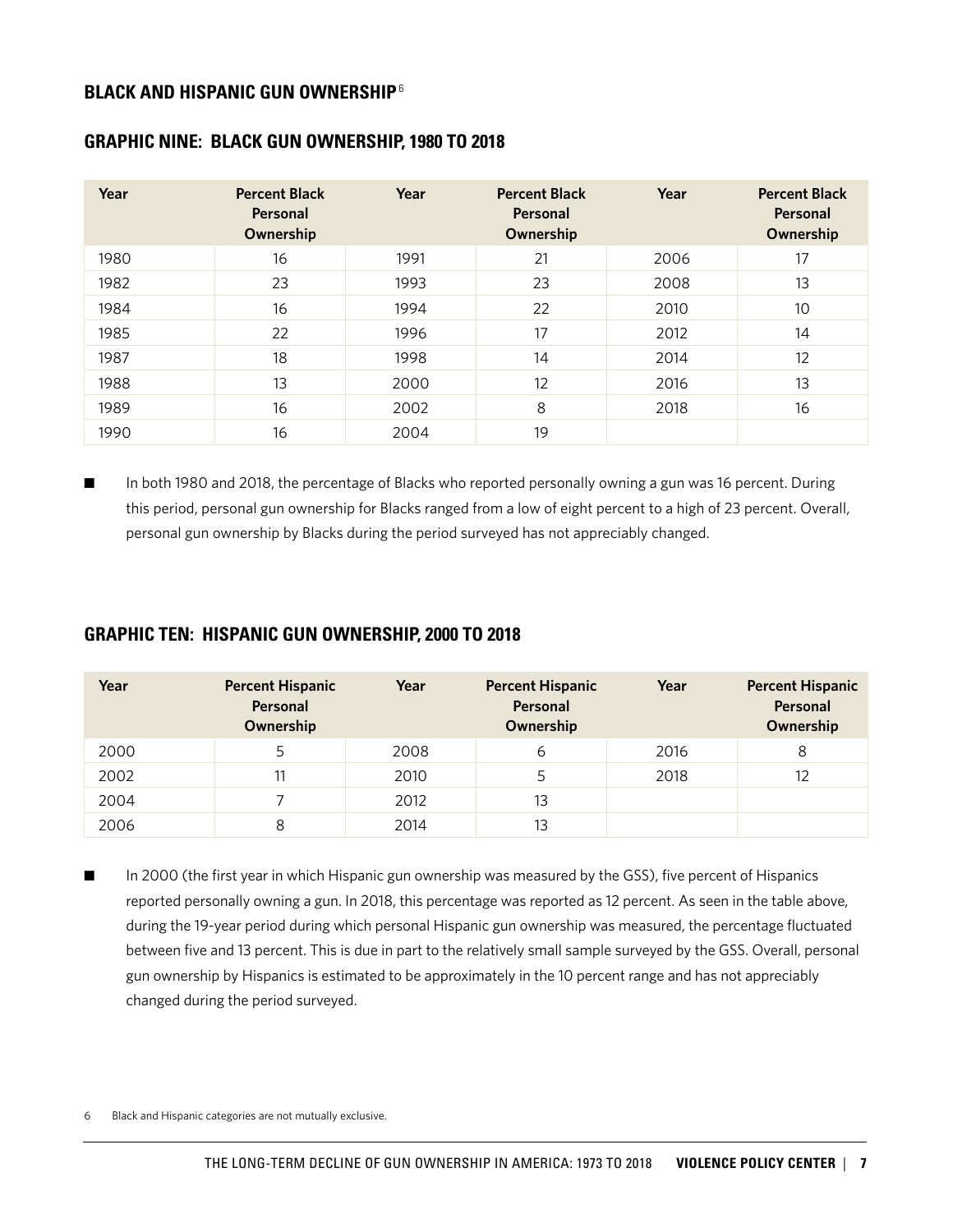## BLACK AND HISPANIC GUN OWNERSHIP[6]

### GRAPHIC NINE: BLACK GUN OWNERSHIP, 1980 TO 2018

| Year | Percent Black Personal Ownership | Year | Percent Black Personal Ownership | Year | Percent Black Personal Ownership |
|---|---|---|---|---|---|
| 1980 | 16 | 1991 | 21 | 2006 | 17 |
| 1982 | 23 | 1993 | 23 | 2008 | 13 |
| 1984 | 16 | 1994 | 22 | 2010 | 10 |
| 1985 | 22 | 1996 | 17 | 2012 | 14 |
| 1987 | 18 | 1998 | 14 | 2014 | 12 |
| 1988 | 13 | 2000 | 12 | 2016 | 13 |
| 1989 | 16 | 2002 | 8 | 2018 | 16 |
| 1990 | 16 | 2004 | 19 | | |

- In both 1980 and 2018, the percentage of Blacks who reported personally owning a gun was 16 percent. During this period, personal gun ownership for Blacks ranged from a low of eight percent to a high of 23 percent. Overall, personal gun ownership by Blacks during the period surveyed has not appreciably changed.

### GRAPHIC TEN: HISPANIC GUN OWNERSHIP, 2000 TO 2018

| Year | Percent Hispanic Personal Ownership | Year | Percent Hispanic Personal Ownership | Year | Percent Hispanic Personal Ownership |
|---|---|---|---|---|---|
| 2000 | 5 | 2008 | 6 | 2016 | 8 |
| 2002 | 11 | 2010 | 5 | 2018 | 12 |
| 2004 | 7 | 2012 | 13 | | |
| 2006 | 8 | 2014 | 13 | | |

- In 2000 (the first year in which Hispanic gun ownership was measured by the GSS), five percent of Hispanics reported personally owning a gun. In 2018, this percentage was reported as 12 percent. As seen in the table above, during the 19-year period during which personal Hispanic gun ownership was measured, the percentage fluctuated between five and 13 percent. This is due in part to the relatively small sample surveyed by the GSS. Overall, personal gun ownership by Hispanics is estimated to be approximately in the 10 percent range and has not appreciably changed during the period surveyed.

6 Black and Hispanic categories are not mutually exclusive.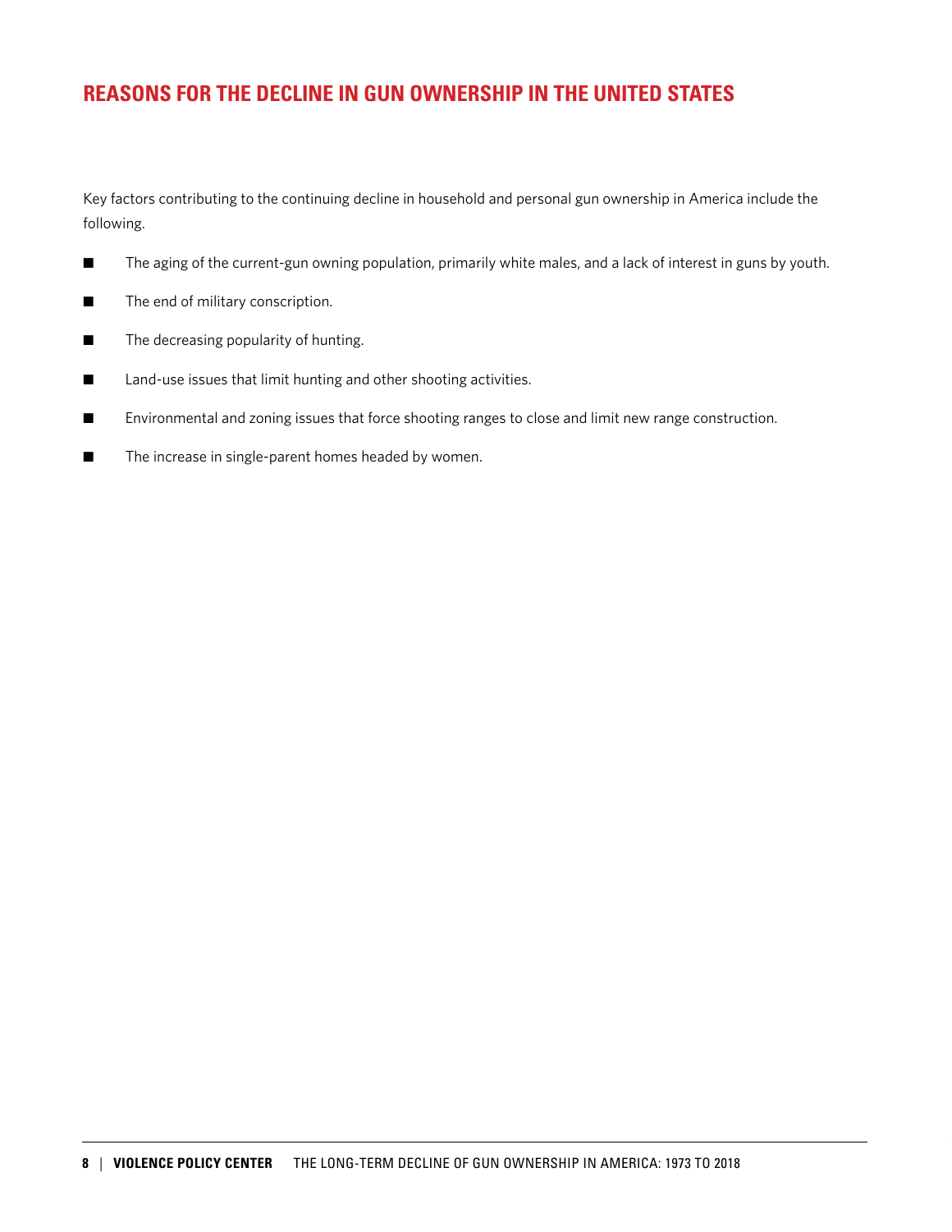## REASONS FOR THE DECLINE IN GUN OWNERSHIP IN THE UNITED STATES

Key factors contributing to the continuing decline in household and personal gun ownership in America include the following.

- The aging of the current-gun owning population, primarily white males, and a lack of interest in guns by youth.
- The end of military conscription.
- The decreasing popularity of hunting.
- Land-use issues that limit hunting and other shooting activities.
- Environmental and zoning issues that force shooting ranges to close and limit new range construction.
- The increase in single-parent homes headed by women.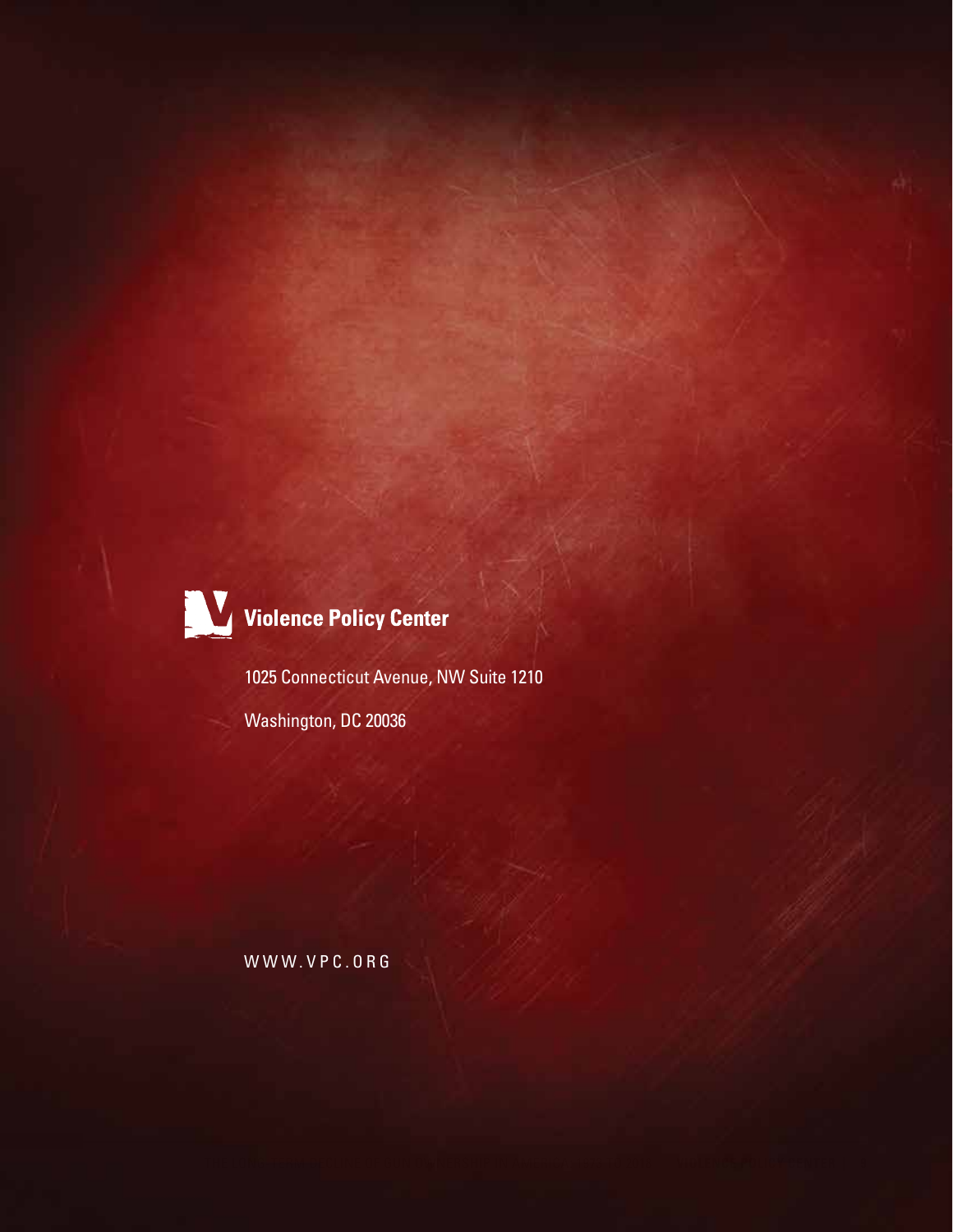**Violence Policy Center**

1025 Connecticut Avenue, NW Suite 1210

Washington, DC 20036

WWW.VPC.ORG